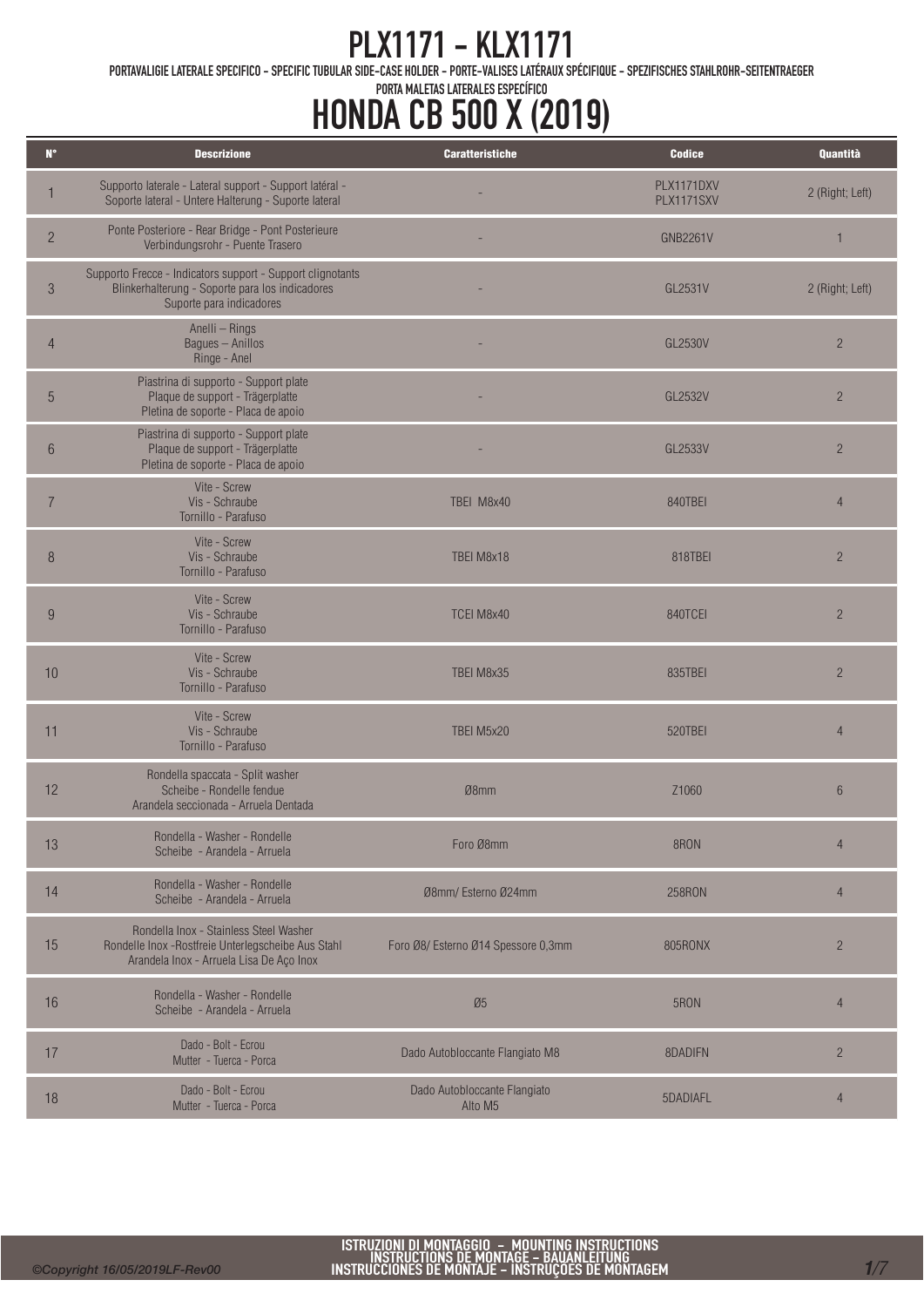# PLX1171 - KLX1171

PORTAVALIGIE LATERALE SPECIFICO - SPECIFIC TUBULAR SIDE-CASE HOLDER - PORTE-VALISES LATÉRAUX SPÉCIFIQUE - SPEZIFISCHES STAHLROHR-SEITENTRAEGER
PORTA MALETAS LATERALES ESPECÍFICO

# HONDA CB 500 X (2019)

| N° | Descrizione | Caratteristiche | Codice | Quantità |
|---|---|---|---|---|
| 1 | Supporto laterale - Lateral support - Support latéral - Soporte lateral - Untere Halterung - Suporte lateral | - | PLX1171DXV PLX1171SXV | 2 (Right; Left) |
| 2 | Ponte Posteriore - Rear Bridge - Pont Posterieure Verbindungsrohr - Puente Trasero | - | GNB2261V | 1 |
| 3 | Supporto Frecce - Indicators support - Support clignotants Blinkerhalterung - Soporte para los indicadores Suporte para indicadores | - | GL2531V | 2 (Right; Left) |
| 4 | Anelli – Rings Bagues – Anillos Ringe - Anel | - | GL2530V | 2 |
| 5 | Piastrina di supporto - Support plate Plaque de support - Trägerplatte Pletina de soporte - Placa de apoio | - | GL2532V | 2 |
| 6 | Piastrina di supporto - Support plate Plaque de support - Trägerplatte Pletina de soporte - Placa de apoio | - | GL2533V | 2 |
| 7 | Vite - Screw Vis - Schraube Tornillo - Parafuso | TBEI M8x40 | 840TBEI | 4 |
| 8 | Vite - Screw Vis - Schraube Tornillo - Parafuso | TBEI M8x18 | 818TBEI | 2 |
| 9 | Vite - Screw Vis - Schraube Tornillo - Parafuso | TCEI M8x40 | 840TCEI | 2 |
| 10 | Vite - Screw Vis - Schraube Tornillo - Parafuso | TBEI M8x35 | 835TBEI | 2 |
| 11 | Vite - Screw Vis - Schraube Tornillo - Parafuso | TBEI M5x20 | 520TBEI | 4 |
| 12 | Rondella spaccata - Split washer Scheibe - Rondelle fendue Arandela seccionada - Arruela Dentada | Ø8mm | Z1060 | 6 |
| 13 | Rondella - Washer - Rondelle Scheibe - Arandela - Arruela | Foro Ø8mm | 8RON | 4 |
| 14 | Rondella - Washer - Rondelle Scheibe - Arandela - Arruela | Ø8mm/ Esterno Ø24mm | 258RON | 4 |
| 15 | Rondella Inox - Stainless Steel Washer Rondelle Inox -Rostfreie Unterlegscheibe Aus Stahl Arandela Inox - Arruela Lisa De Aço Inox | Foro Ø8/ Esterno Ø14 Spessore 0,3mm | 805RONX | 2 |
| 16 | Rondella - Washer - Rondelle Scheibe - Arandela - Arruela | Ø5 | 5RON | 4 |
| 17 | Dado - Bolt - Ecrou Mutter - Tuerca - Porca | Dado Autobloccante Flangiato M8 | 8DADIFN | 2 |
| 18 | Dado - Bolt - Ecrou Mutter - Tuerca - Porca | Dado Autobloccante Flangiato Alto M5 | 5DADIAFL | 4 |

ISTRUZIONI DI MONTAGGIO - MOUNTING INSTRUCTIONS
INSTRUCTIONS DE MONTAGE - BAUANLEITUNG
INSTRUCCIONES DE MONTAJE - INSTRUÇÕES DE MONTAGEM

©Copyright 16/05/2019LF-Rev00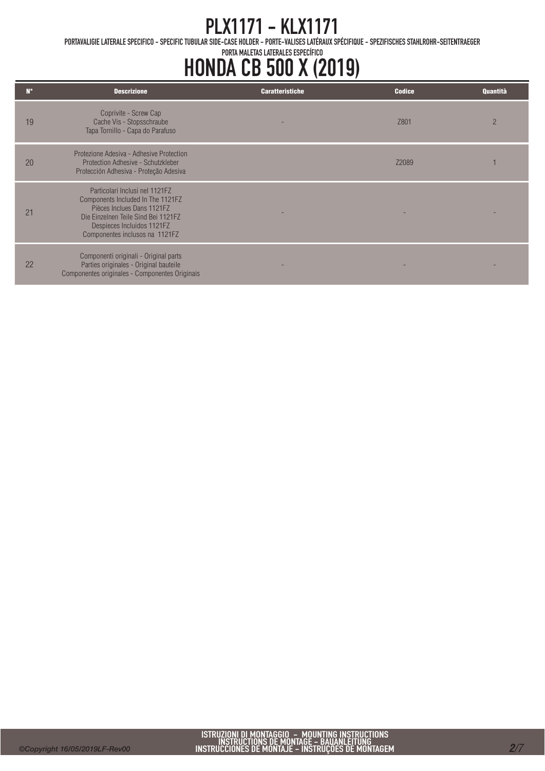# PLX1171 - KLX1171

PORTAVALIGIE LATERALE SPECIFICO - SPECIFIC TUBULAR SIDE-CASE HOLDER - PORTE-VALISES LATÉRAUX SPÉCIFIQUE - SPEZIFISCHES STAHLROHR-SEITENTRAEGER

PORTA MALETAS LATERALES ESPECÍFICO

# HONDA CB 500 X (2019)

| N° | Descrizione | Caratteristiche | Codice | Quantità |
|---|---|---|---|---|
| 19 | Coprivite - Screw Cap<br>Cache Vis - Stopsschraube<br>Tapa Tornillo - Capa do Parafuso | - | Z801 | 2 |
| 20 | Protezione Adesiva - Adhesive Protection<br>Protection Adhesive - Schutzkleber<br>Protección Adhesiva - Proteção Adesiva | | Z2089 | 1 |
| 21 | Particolari Inclusi nel 1121FZ<br>Components Included In The 1121FZ<br>Pièces Inclues Dans 1121FZ<br>Die Einzelnen Teile Sind Bei 1121FZ<br>Despieces Incluidos 1121FZ<br>Componentes inclusos na 1121FZ | - | - | - |
| 22 | Componenti originali - Original parts<br>Parties originales - Original bauteile<br>Componentes originales - Componentes Originais | - | - | - |

ISTRUZIONI DI MONTAGGIO - MOUNTING INSTRUCTIONS
INSTRUCTIONS DE MONTAGE - BAUANLEITUNG
INSTRUCCIONES DE MONTAJE - INSTRUÇÕES DE MONTAGEM

©Copyright 16/05/2019LF-Rev00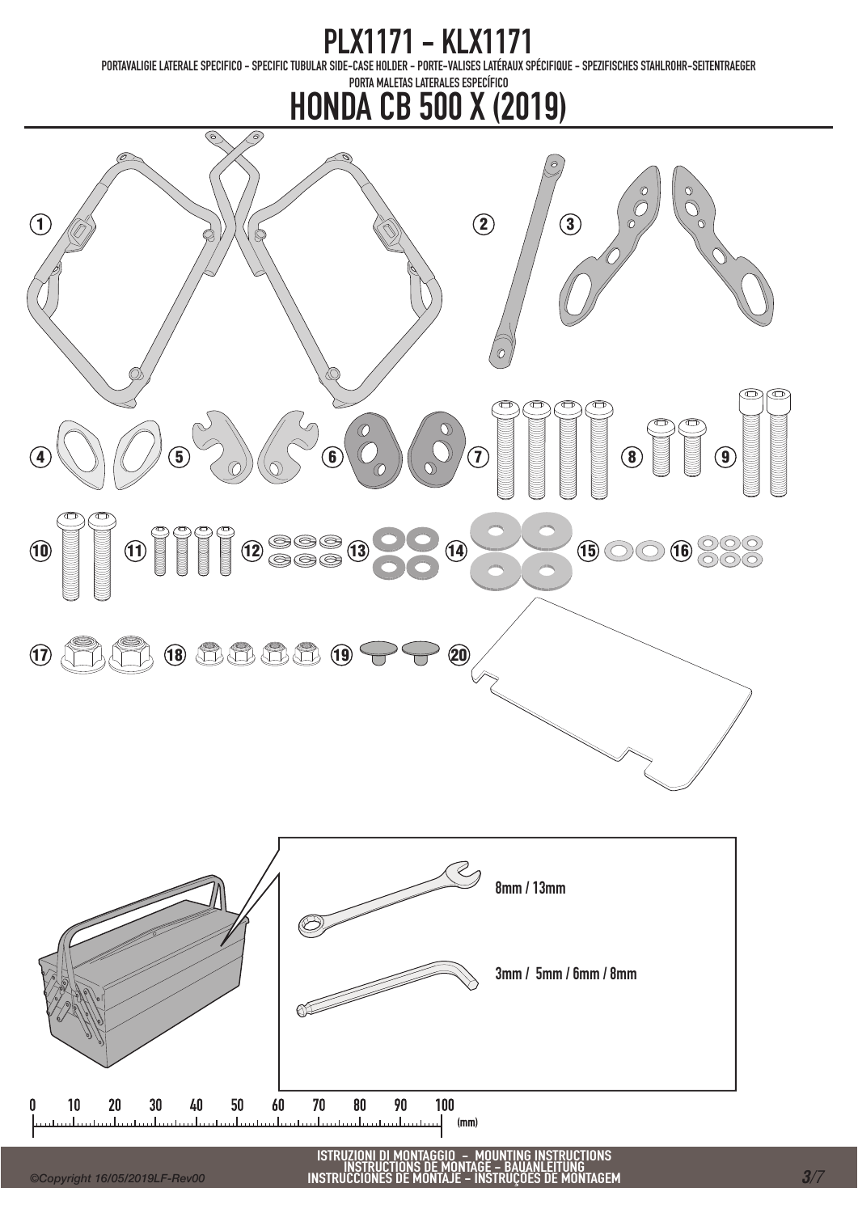# PLX1171 - KLX1171

PORTAVALIGIE LATERALE SPECIFICO - SPECIFIC TUBULAR SIDE-CASE HOLDER - PORTE-VALISES LATÉRAUX SPÉCIFIQUE - SPEZIFISCHES STAHLROHR-SEITENTRAEGER

PORTA MALETAS LATERALES ESPECÍFICO

# HONDA CB 500 X (2019)

1 2 3

4 5 6 7 8 9

10 11 12 13 14 15 16

17 18 19 20

8mm / 13mm

3mm / 5mm / 6mm / 8mm

0 10 20 30 40 50 60 70 80 90 100 (mm)

ISTRUZIONI DI MONTAGGIO - MOUNTING INSTRUCTIONS
INSTRUCTIONS DE MONTAGE - BAUANLEITUNG
INSTRUCCIONES DE MONTAJE - INSTRUÇÕES DE MONTAGEM

©Copyright 16/05/2019LF-Rev00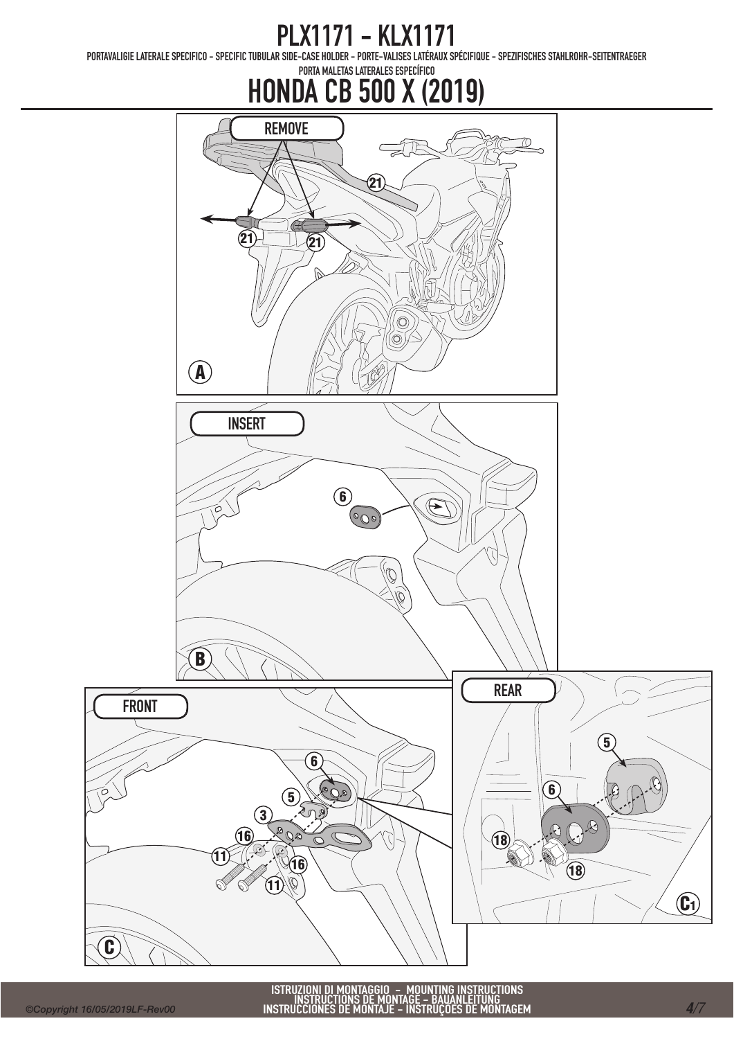# PLX1171 - KLX1171

PORTAVALIGIE LATERALE SPECIFICO - SPECIFIC TUBULAR SIDE-CASE HOLDER - PORTE-VALISES LATÉRAUX SPÉCIFIQUE - SPEZIFISCHES STAHLROHR-SEITENTRAEGER

PORTA MALETAS LATERALES ESPECÍFICO

## HONDA CB 500 X (2019)

**A**

REMOVE

21

**B**

INSERT

6

**C**

FRONT

6, 5, 3, 16, 11

**C1**

REAR

5, 6, 18

ISTRUZIONI DI MONTAGGIO - MOUNTING INSTRUCTIONS
INSTRUCTIONS DE MONTAGE - BAUANLEITUNG
INSTRUCCIONES DE MONTAJE - INSTRUÇÕES DE MONTAGEM

©Copyright 16/05/2019LF-Rev00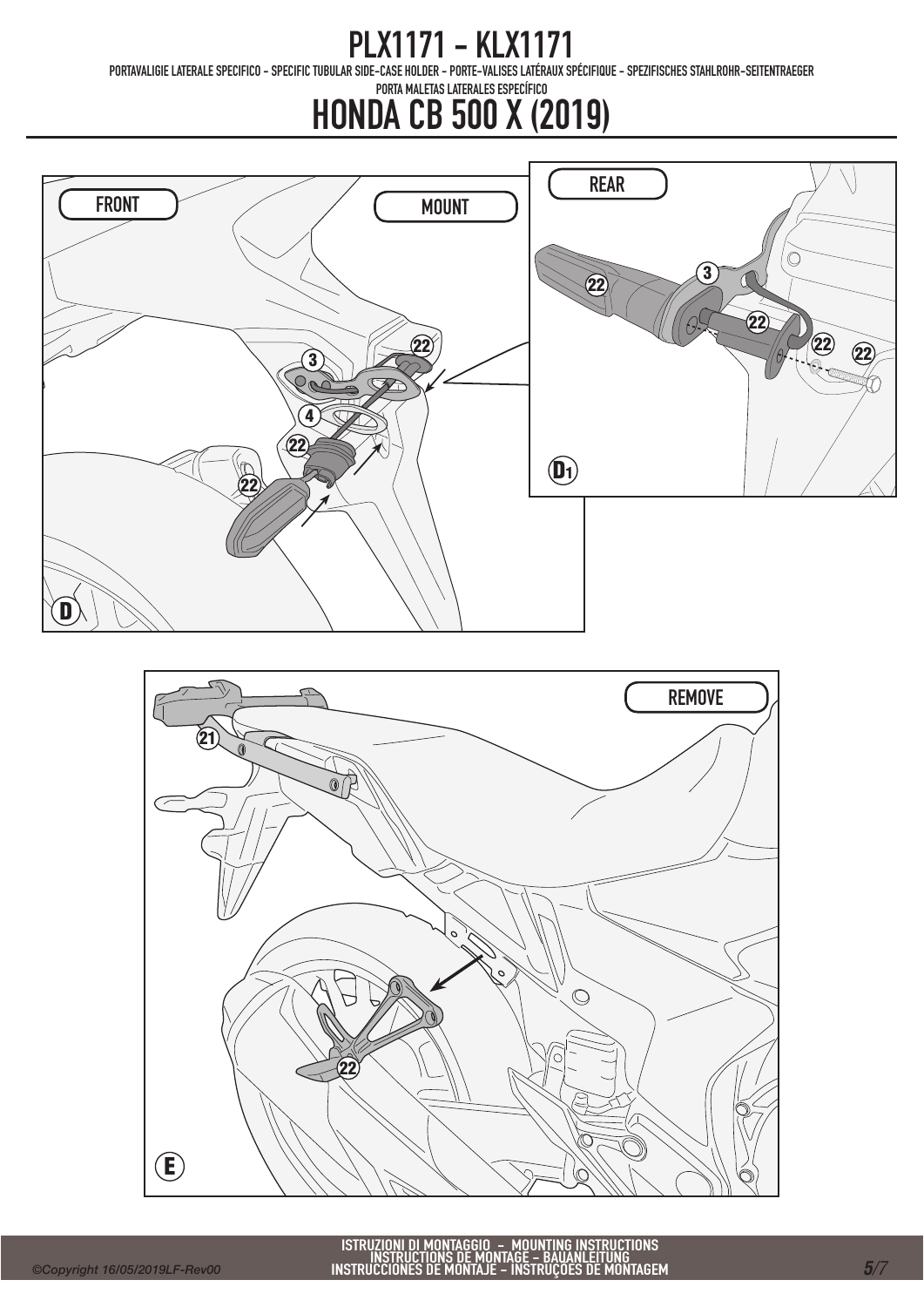# PLX1171 - KLX1171

PORTAVALIGIE LATERALE SPECIFICO - SPECIFIC TUBULAR SIDE-CASE HOLDER - PORTE-VALISES LATÉRAUX SPÉCIFIQUE - SPEZIFISCHES STAHLROHR-SEITENTRAEGER

PORTA MALETAS LATERALES ESPECÍFICO

# HONDA CB 500 X (2019)

FRONT

MOUNT

3

22

4

22

22

D

REAR

3

22

22

22

22

D1

REMOVE

21

22

E

ISTRUZIONI DI MONTAGGIO - MOUNTING INSTRUCTIONS
INSTRUCTIONS DE MONTAGE - BAUANLEITUNG
INSTRUCCIONES DE MONTAJE - INSTRUÇÕES DE MONTAGEM

©Copyright 16/05/2019LF-Rev00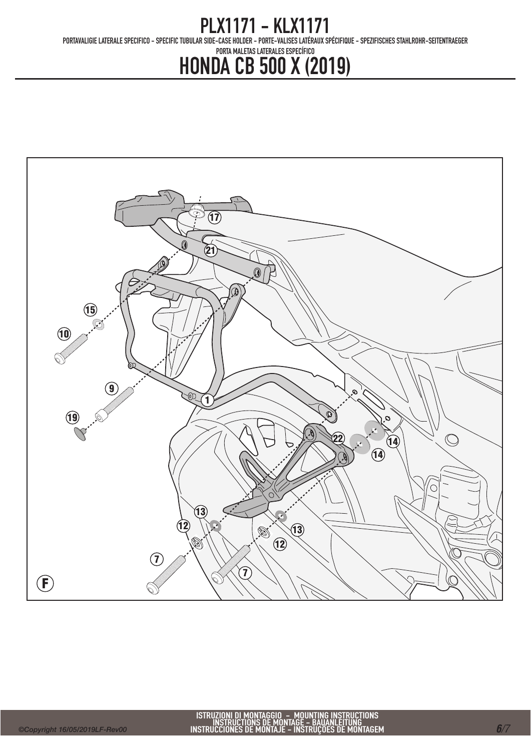# PLX1171 - KLX1171

PORTAVALIGIE LATERALE SPECIFICO - SPECIFIC TUBULAR SIDE-CASE HOLDER - PORTE-VALISES LATÉRAUX SPÉCIFIQUE - SPEZIFISCHES STAHLROHR-SEITENTRAEGER

PORTA MALETAS LATERALES ESPECÍFICO

# HONDA CB 500 X (2019)

17

21

15

10

9

1

19

22

14

14

13

12

13

12

7

7

F

ISTRUZIONI DI MONTAGGIO - MOUNTING INSTRUCTIONS
INSTRUCTIONS DE MONTAGE - BAUANLEITUNG
INSTRUCCIONES DE MONTAJE - INSTRUÇÕES DE MONTAGEM

©Copyright 16/05/2019LF-Rev00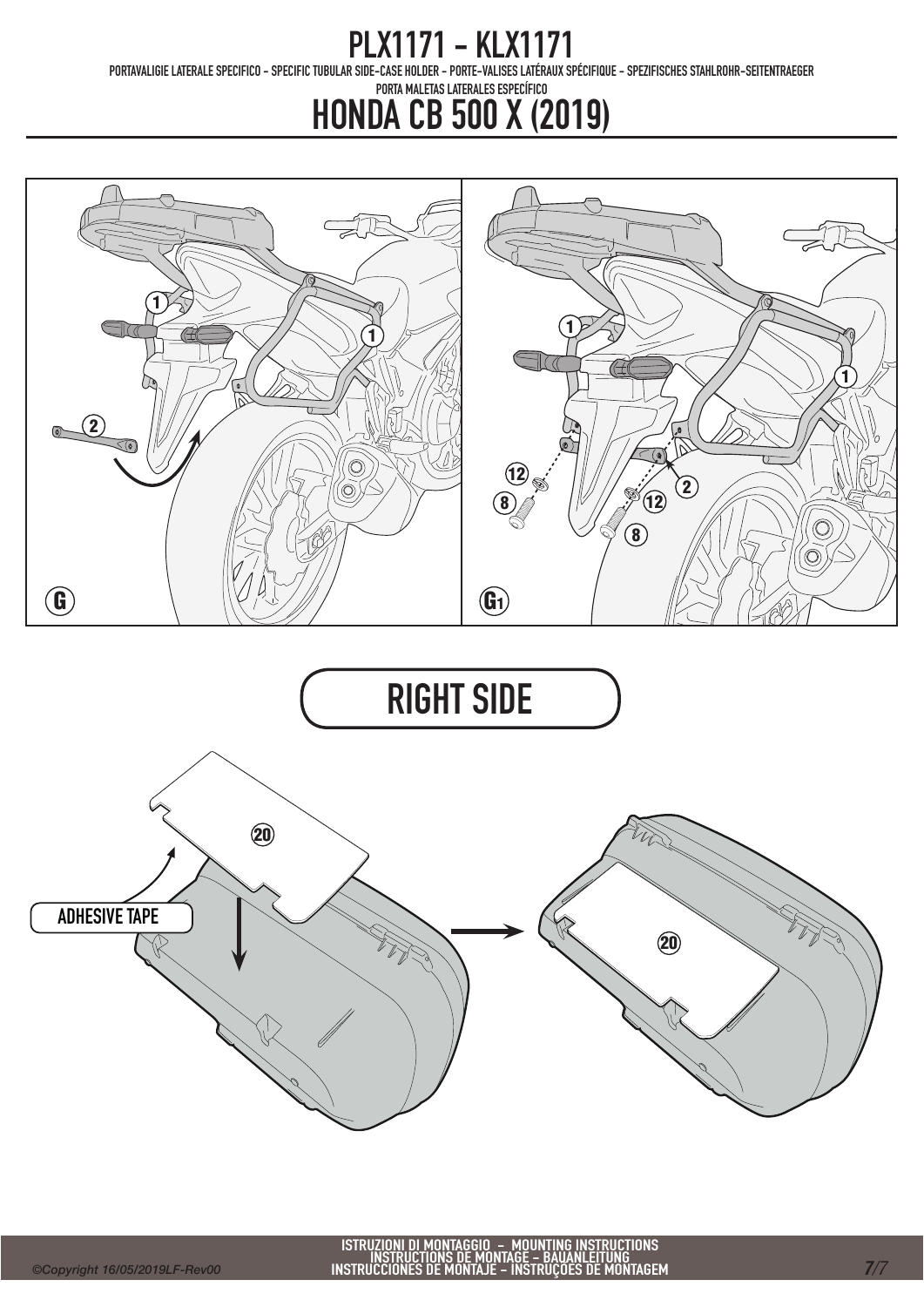# PLX1171 - KLX1171

PORTAVALIGIE LATERALE SPECIFICO - SPECIFIC TUBULAR SIDE-CASE HOLDER - PORTE-VALISES LATÉRAUX SPÉCIFIQUE - SPEZIFISCHES STAHLROHR-SEITENTRAEGER

PORTA MALETAS LATERALES ESPECÍFICO

# HONDA CB 500 X (2019)

1
1
2
G

1
1
12
8
2
12
8
G1

## RIGHT SIDE

20
ADHESIVE TAPE
20

ISTRUZIONI DI MONTAGGIO - MOUNTING INSTRUCTIONS
INSTRUCTIONS DE MONTAGE - BAUANLEITUNG
INSTRUCCIONES DE MONTAJE - INSTRUÇOES DE MONTAGEM

©Copyright 16/05/2019LF-Rev00